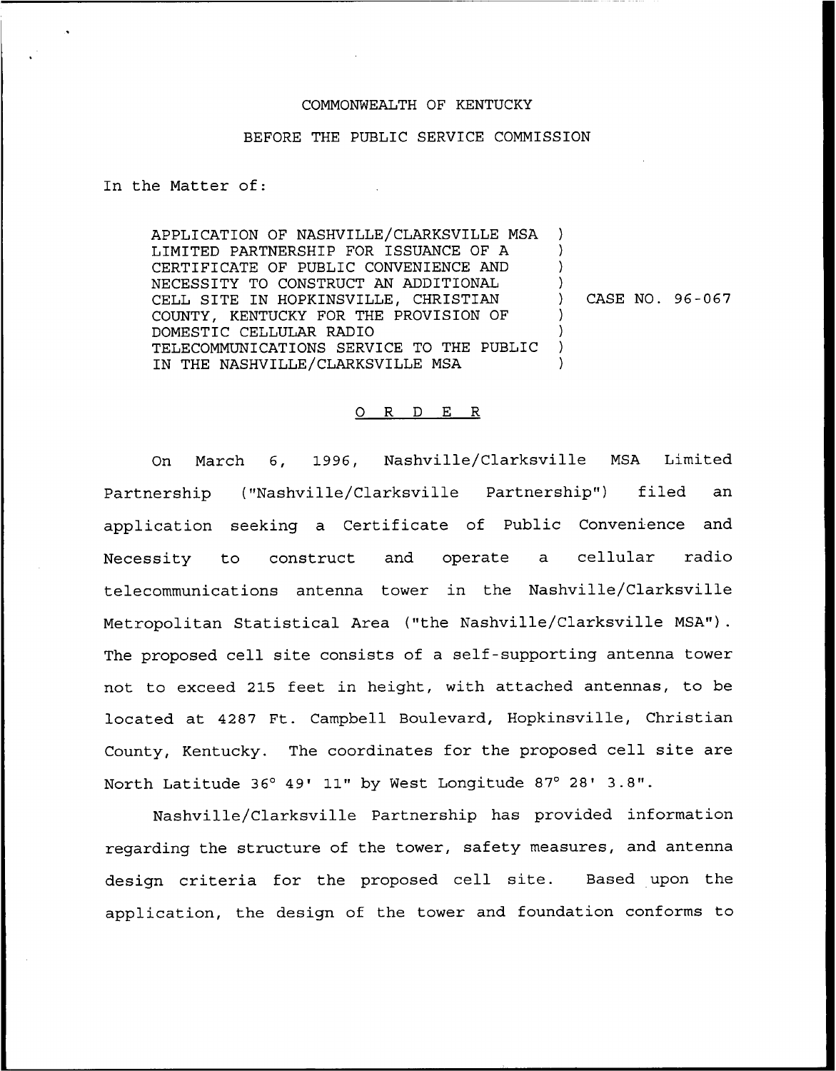COMMONWEALTH OF KENTUCKY

BEFORE THE PUBLIC SERVICE COMMISSION

In the Matter of:

APPLICATION OF NASHVILLE/CLARKSVILLE MSA LIMITED PARTNERSHIP FOR ISSUANCE OF A CERTIFICATE OF PUBLIC CONVENIENCE AND NECESSITY TO CONSTRUCT AN ADDITIONAL CELL SITE IN HOPKINSVILLE, CHRISTIAN COUNTY, KENTUCKY FOR THE PROVISION OF DOMESTIC CELLULAR RADIO TELECOMMUNICATIONS SERVICE TO THE PUBLIC IN THE NASHVILLE/CLARKSVILLE MSA ) CASE NO. 96-067

O R D E R

On March 6, 1996, Nashville/Clarksville MSA Limited Partnership ("Nashville/Clarksville Partnership") filed an application seeking a Certificate of Public Convenience and Necessity to construct and operate a cellular radio telecommunications antenna tower in the Nashville/Clarksville Metropolitan Statistical Area ("the Nashville/Clarksville MSA"). The proposed cell site consists of a self-supporting antenna tower not to exceed 215 feet in height, with attached antennas, to be located at 4287 Ft. Campbell Boulevard, Hopkinsville, Christian County, Kentucky. The coordinates for the proposed cell site are North Latitude 36° 49' 11" by West Longitude 87° 28' 3.8".

Nashville/Clarksville Partnership has provided information regarding the structure of the tower, safety measures, and antenna design criteria for the proposed cell site. Based upon the application, the design of the tower and foundation conforms to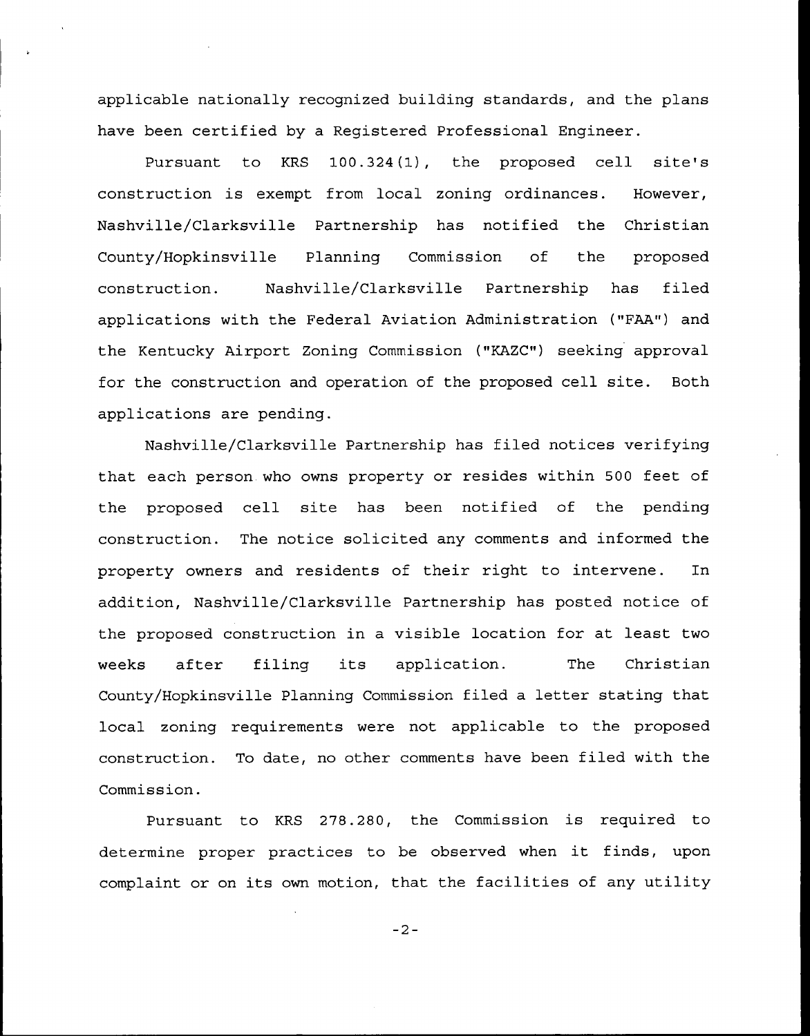applicable nationally recognized building standards, and the plans have been certified by a Registered Professional Engineer.

Pursuant to KRS 100.324(1), the proposed cell site's construction is exempt from local zoning ordinances. However, Nashville/Clarksville Partnership has notified the Christian County/Hopkinsville Planning Commission of the proposed construction. Nashville/Clarksville Partnership has filed applications with the Federal Aviation Administration ("FAA") and the Kentucky Airport Zoning Commission ("KAZC") seeking approval for the construction and operation of the proposed cell site. Both applications are pending.

Nashville/Clarksville Partnership has filed notices verifying that each person who owns property or resides within 500 feet of the proposed cell site has been notified of the pending construction. The notice solicited any comments and informed the property owners and residents of their right to intervene. In addition, Nashville/Clarksville Partnership has posted notice of the proposed construction in a visible location for at least two weeks after filing its application. The Christian County/Hopkinsville Planning Commission filed a letter stating that local zoning requirements were not applicable to the proposed construction. To date, no other comments have been filed with the Commission.

Pursuant to KRS 278.280, the Commission is required to determine proper practices to be observed when it finds, upon complaint or on its own motion, that the facilities of any utility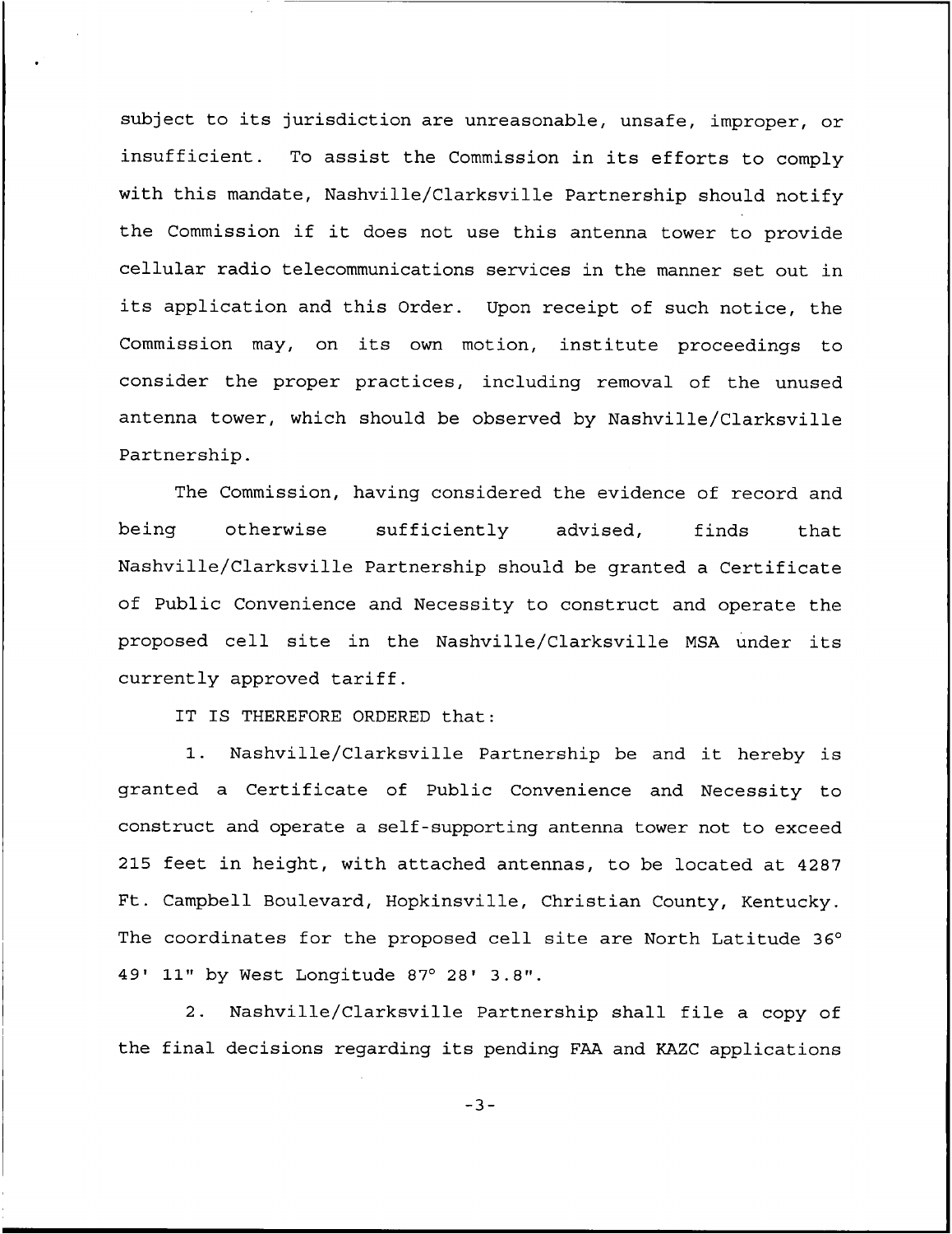subject to its jurisdiction are unreasonable, unsafe, improper, or insufficient. To assist the Commission in its efforts to comply with this mandate, Nashville/Clarksville Partnership should notify the Commission if it does not use this antenna tower to provide cellular radio telecommunications services in the manner set out in its application and this Order. Upon receipt of such notice, the Commission may, on its own motion, institute proceedings to consider the proper practices, including removal of the unused antenna tower, which should be observed by Nashville/Clarksville Partnership.

The Commission, having considered the evidence of record and being otherwise sufficiently advised, finds that Nashville/Clarksville Partnership should be granted a Certificate of Public Convenience and Necessity to construct and operate the proposed cell site in the Nashville/Clarksville MSA under its currently approved tariff.

IT IS THEREFORE ORDERED that:

1. Nashville/Clarksville Partnership be and it hereby is granted a Certificate of Public Convenience and Necessity to construct and operate a self-supporting antenna tower not to exceed 215 feet in height, with attached antennas, to be located at 4287 Ft. Campbell Boulevard, Hopkinsville, Christian County, Kentucky. The coordinates for the proposed cell site are North Latitude 36° 49' 11" by West Longitude 87° 28' 3.8".

2. Nashville/Clarksville Partnership shall file a copy of the final decisions regarding its pending FAA and KAZC applications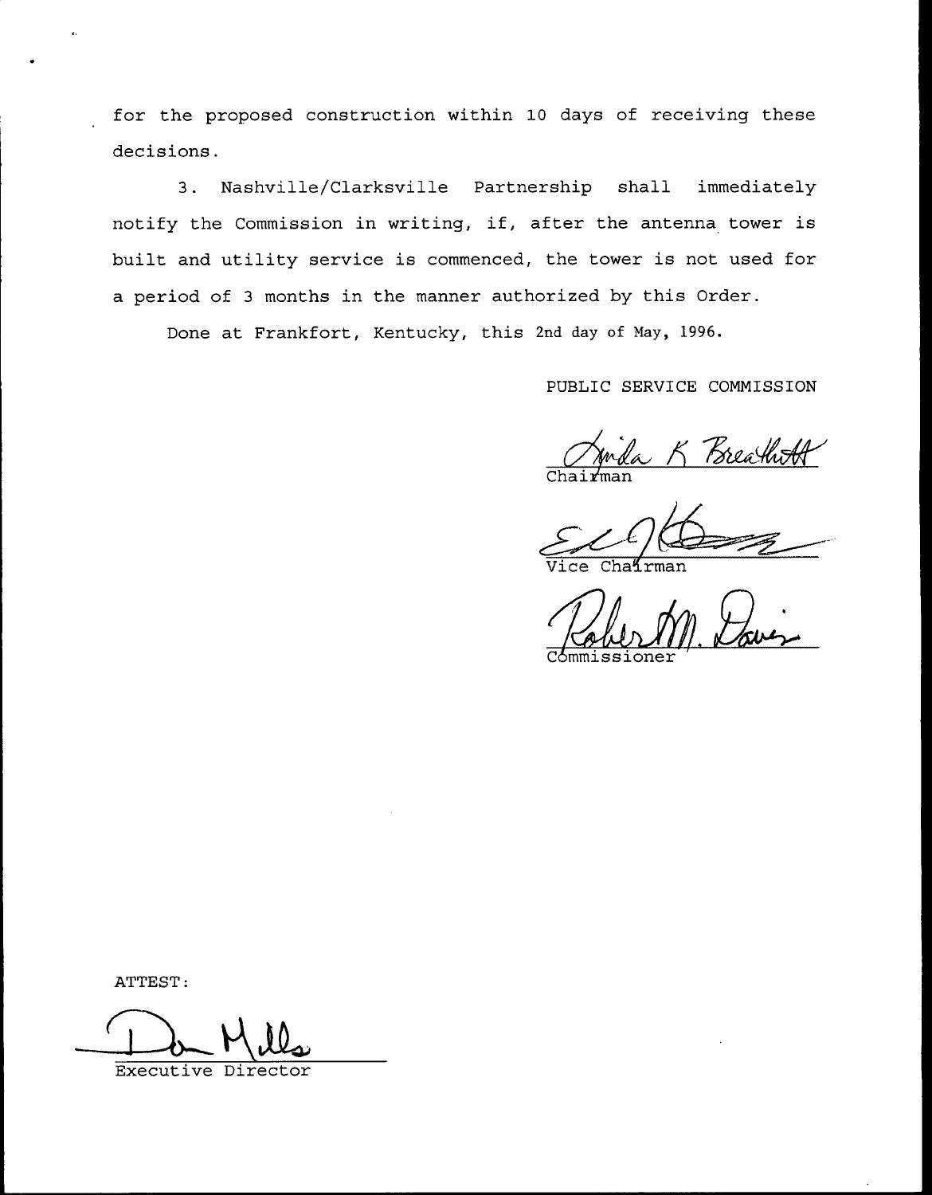for the proposed construction within 10 days of receiving these decisions.

3. Nashville/Clarksville Partnership shall immediately notify the Commission in writing, if, after the antenna tower is built and utility service is commenced, the tower is not used for a period of 3 months in the manner authorized by this Order.

Done at Frankfort, Kentucky, this 2nd day of May, 1996.

PUBLIC SERVICE COMMISSION

Linda K Breathitt
Chairman

Vice Chairman

Robert M. Davis
Commissioner

ATTEST:

Don Mills
Executive Director